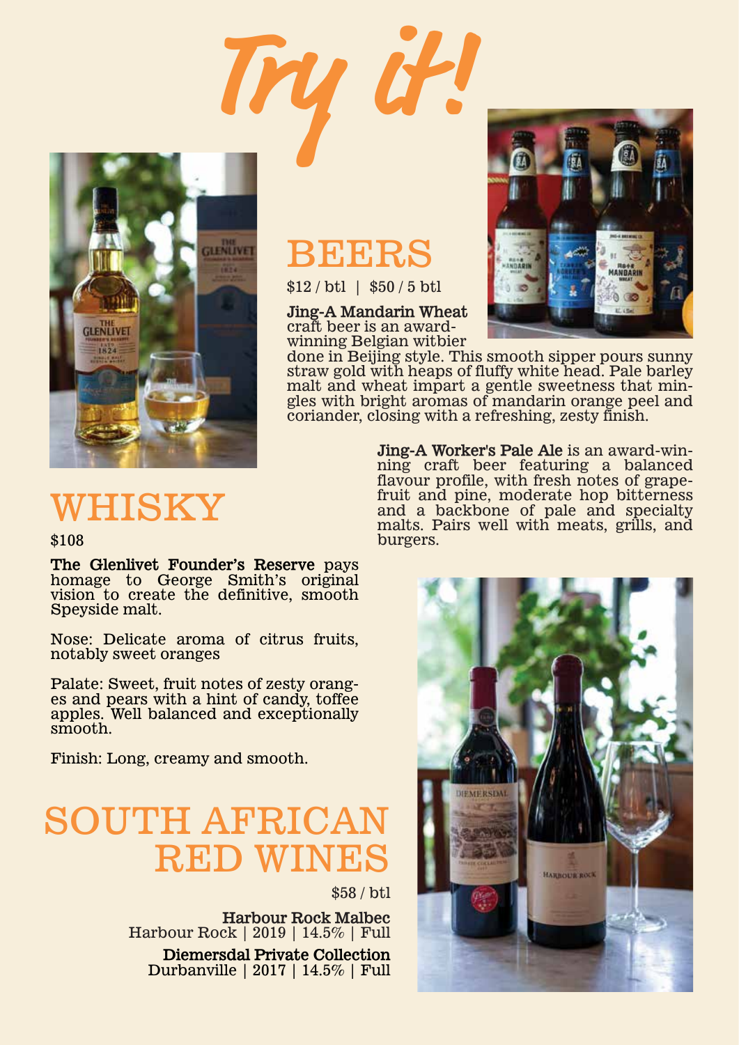# Try it!

## BEERS

$12 / btl | $50 / 5 btl

**Jing-A Mandarin Wheat** craft beer is an award-winning Belgian witbier done in Beijing style. This smooth sipper pours sunny straw gold with heaps of fluffy white head. Pale barley malt and wheat impart a gentle sweetness that mingles with bright aromas of mandarin orange peel and coriander, closing with a refreshing, zesty finish.

**Jing-A Worker's Pale Ale** is an award-winning craft beer featuring a balanced flavour profile, with fresh notes of grapefruit and pine, moderate hop bitterness and a backbone of pale and specialty malts. Pairs well with meats, grills, and burgers.

## WHISKY

$108

**The Glenlivet Founder's Reserve** pays homage to George Smith's original vision to create the definitive, smooth Speyside malt.

Nose: Delicate aroma of citrus fruits, notably sweet oranges

Palate: Sweet, fruit notes of zesty oranges and pears with a hint of candy, toffee apples. Well balanced and exceptionally smooth.

Finish: Long, creamy and smooth.

## SOUTH AFRICAN RED WINES

$58 / btl

**Harbour Rock Malbec**
Harbour Rock | 2019 | 14.5% | Full

**Diemersdal Private Collection**
Durbanville | 2017 | 14.5% | Full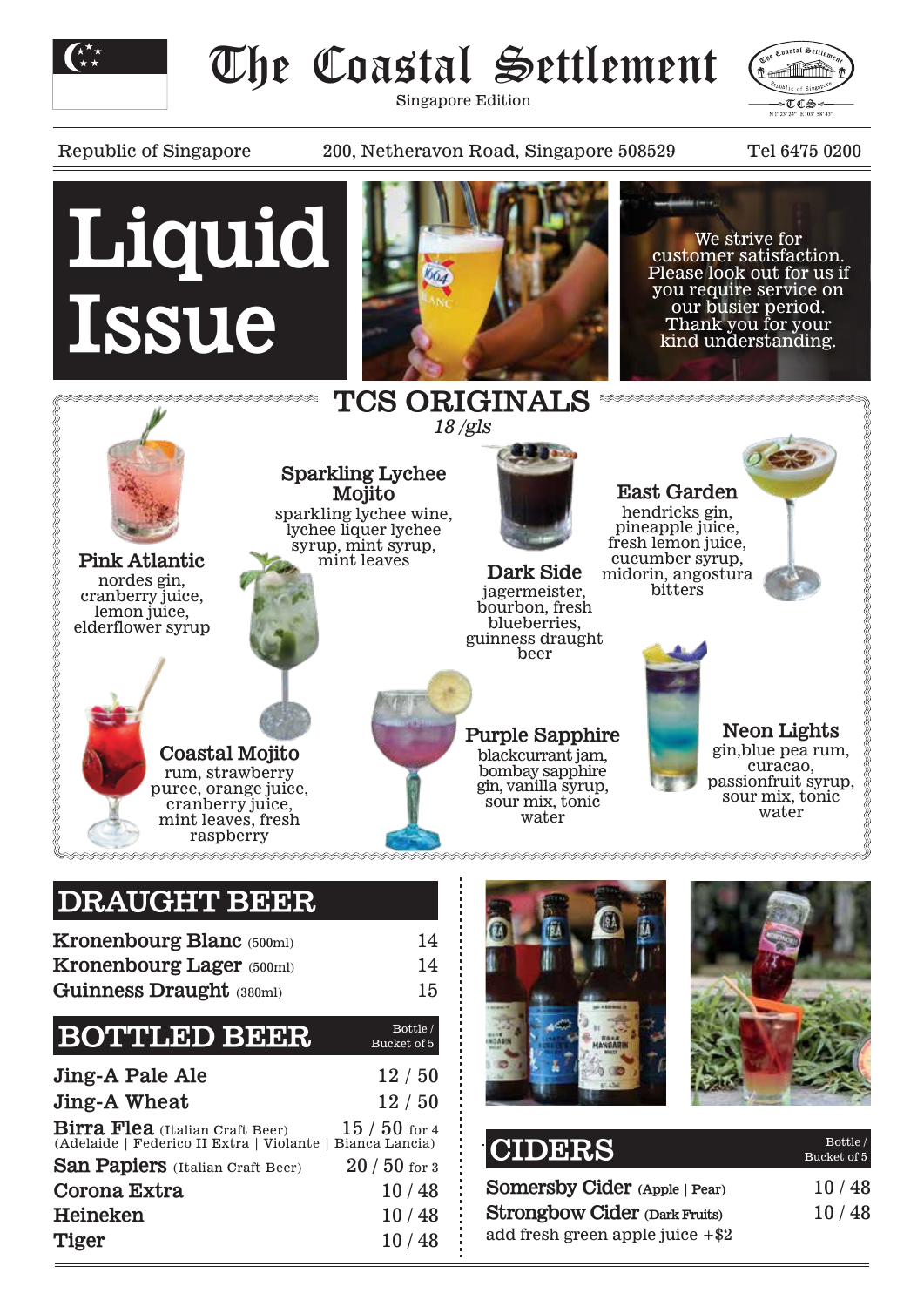# The Coastal Settlement

Singapore Edition

Republic of Singapore | 200, Netheravon Road, Singapore 508529 | Tel 6475 0200

# Liquid Issue

We strive for customer satisfaction. Please look out for us if you require service on our busier period. Thank you for your kind understanding.

## TCS ORIGINALS

*18 /gls*

**Pink Atlantic**
nordes gin, cranberry juice, lemon juice, elderflower syrup

**Sparkling Lychee Mojito**
sparkling lychee wine, lychee liquer lychee syrup, mint syrup, mint leaves

**Dark Side**
jagermeister, bourbon, fresh blueberries, guinness draught beer

**East Garden**
hendricks gin, pineapple juice, fresh lemon juice, cucumber syrup, midorin, angostura bitters

**Coastal Mojito**
rum, strawberry puree, orange juice, cranberry juice, mint leaves, fresh raspberry

**Purple Sapphire**
blackcurrant jam, bombay sapphire gin, vanilla syrup, sour mix, tonic water

**Neon Lights**
gin,blue pea rum, curacao, passionfruit syrup, sour mix, tonic water

## DRAUGHT BEER

| Item | Price |
|---|---|
| Kronenbourg Blanc (500ml) | 14 |
| Kronenbourg Lager (500ml) | 14 |
| Guinness Draught (380ml) | 15 |

## BOTTLED BEER

| Item | Bottle / Bucket of 5 |
|---|---|
| Jing-A Pale Ale | 12 / 50 |
| Jing-A Wheat | 12 / 50 |
| Birra Flea (Italian Craft Beer) (Adelaide \| Federico II Extra \| Violante \| Bianca Lancia) | 15 / 50 for 4 |
| San Papiers (Italian Craft Beer) | 20 / 50 for 3 |
| Corona Extra | 10 / 48 |
| Heineken | 10 / 48 |
| Tiger | 10 / 48 |

## CIDERS

| Item | Bottle / Bucket of 5 |
|---|---|
| Somersby Cider (Apple \| Pear) | 10 / 48 |
| Strongbow Cider (Dark Fruits) | 10 / 48 |

add fresh green apple juice +$2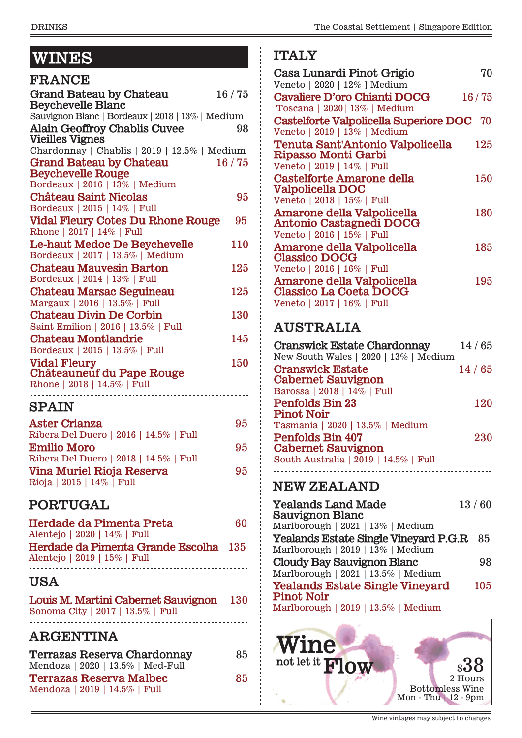# WINES

## FRANCE

**Grand Bateau by Chateau Beychevelle Blanc** 16 / 75
Sauvignon Blanc | Bordeaux | 2018 | 13% | Medium

**Alain Geoffroy Chablis Cuvee Vieilles Vignes** 98
Chardonnay | Chablis | 2019 | 12.5% | Medium

**Grand Bateau by Chateau Beychevelle Rouge** 16 / 75
Bordeaux | 2016 | 13% | Medium

**Château Saint Nicolas** 95
Bordeaux | 2015 | 14% | Full

**Vidal Fleury Cotes Du Rhone Rouge** 95
Rhone | 2017 | 14% | Full

**Le-haut Medoc De Beychevelle** 110
Bordeaux | 2017 | 13.5% | Medium

**Chateau Mauvesin Barton** 125
Bordeaux | 2014 | 13% | Full

**Chateau Marsac Seguineau** 125
Margaux | 2016 | 13.5% | Full

**Chateau Divin De Corbin** 130
Saint Emilion | 2016 | 13.5% | Full

**Chateau Montlandrie** 145
Bordeaux | 2015 | 13.5% | Full

**Vidal Fleury Châteauneuf du Pape Rouge** 150
Rhone | 2018 | 14.5% | Full

## SPAIN

**Aster Crianza** 95
Ribera Del Duero | 2016 | 14.5% | Full

**Emilio Moro** 95
Ribera Del Duero | 2018 | 14.5% | Full

**Vina Muriel Rioja Reserva** 95
Rioja | 2015 | 14% | Full

## PORTUGAL

**Herdade da Pimenta Preta** 60
Alentejo | 2020 | 14% | Full

**Herdade da Pimenta Grande Escolha** 135
Alentejo | 2019 | 15% | Full

## USA

**Louis M. Martini Cabernet Sauvignon** 130
Sonoma City | 2017 | 13.5% | Full

## ARGENTINA

**Terrazas Reserva Chardonnay** 85
Mendoza | 2020 | 13.5% | Med-Full

**Terrazas Reserva Malbec** 85
Mendoza | 2019 | 14.5% | Full

## ITALY

**Casa Lunardi Pinot Grigio** 70
Veneto | 2020 | 12% | Medium

**Cavaliere D'oro Chianti DOCG** 16 / 75
Toscana | 2020 | 13% | Medium

**Castelforte Valpolicella Superiore DOC** 70
Veneto | 2019 | 13% | Medium

**Tenuta Sant'Antonio Valpolicella Ripasso Monti Garbi** 125
Veneto | 2019 | 14% | Full

**Castelforte Amarone della Valpolicella DOC** 150
Veneto | 2018 | 15% | Full

**Amarone della Valpolicella Antonio Castagnedi DOCG** 180
Veneto | 2016 | 15% | Full

**Amarone della Valpolicella Classico DOCG** 185
Veneto | 2016 | 16% | Full

**Amarone della Valpolicella Classico La Coeta DOCG** 195
Veneto | 2017 | 16% | Full

## AUSTRALIA

**Cranswick Estate Chardonnay** 14 / 65
New South Wales | 2020 | 13% | Medium

**Cranswick Estate Cabernet Sauvignon** 14 / 65
Barossa | 2018 | 14% | Full

**Penfolds Bin 23 Pinot Noir** 120
Tasmania | 2020 | 13.5% | Medium

**Penfolds Bin 407 Cabernet Sauvignon** 230
South Australia | 2019 | 14.5% | Full

## NEW ZEALAND

**Yealands Land Made Sauvignon Blanc** 13 / 60
Marlborough | 2021 | 13% | Medium

**Yealands Estate Single Vineyard P.G.R** 85
Marlborough | 2019 | 13% | Medium

**Cloudy Bay Sauvignon Blanc** 98
Marlborough | 2021 | 13.5% | Medium

**Yealands Estate Single Vineyard Pinot Noir** 105
Marlborough | 2019 | 13.5% | Medium

**Wine not let it Flow**
$38
2 Hours
Bottomless Wine
Mon - Thu | 12 - 9pm

Wine vintages may subject to changes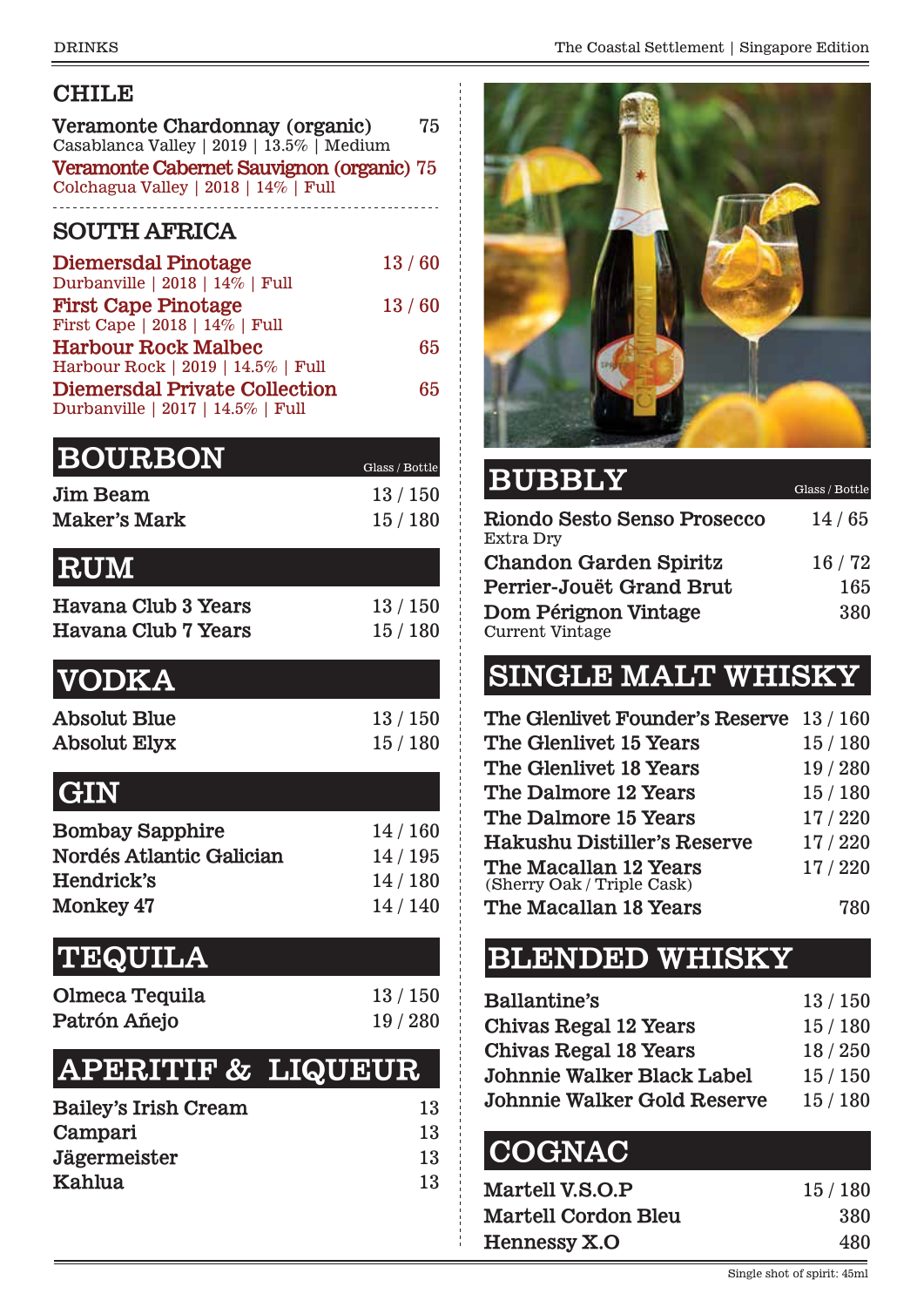## CHILE

**Veramonte Chardonnay (organic)** 75
Casablanca Valley | 2019 | 13.5% | Medium

**Veramonte Cabernet Sauvignon (organic)** 75
Colchagua Valley | 2018 | 14% | Full

## SOUTH AFRICA

**Diemersdal Pinotage** 13 / 60
Durbanville | 2018 | 14% | Full

**First Cape Pinotage** 13 / 60
First Cape | 2018 | 14% | Full

**Harbour Rock Malbec** 65
Harbour Rock | 2019 | 14.5% | Full

**Diemersdal Private Collection** 65
Durbanville | 2017 | 14.5% | Full

## BOURBON

| | Glass / Bottle |
|---|---|
| Jim Beam | 13 / 150 |
| Maker's Mark | 15 / 180 |

## RUM

| | |
|---|---|
| Havana Club 3 Years | 13 / 150 |
| Havana Club 7 Years | 15 / 180 |

## VODKA

| | |
|---|---|
| Absolut Blue | 13 / 150 |
| Absolut Elyx | 15 / 180 |

## GIN

| | |
|---|---|
| Bombay Sapphire | 14 / 160 |
| Nordés Atlantic Galician | 14 / 195 |
| Hendrick's | 14 / 180 |
| Monkey 47 | 14 / 140 |

## TEQUILA

| | |
|---|---|
| Olmeca Tequila | 13 / 150 |
| Patrón Añejo | 19 / 280 |

## APERITIF & LIQUEUR

| | |
|---|---|
| Bailey's Irish Cream | 13 |
| Campari | 13 |
| Jägermeister | 13 |
| Kahlua | 13 |

## BUBBLY

| | Glass / Bottle |
|---|---|
| Riondo Sesto Senso Prosecco<br>Extra Dry | 14 / 65 |
| Chandon Garden Spiritz | 16 / 72 |
| Perrier-Jouët Grand Brut | 165 |
| Dom Pérignon Vintage<br>Current Vintage | 380 |

## SINGLE MALT WHISKY

| | |
|---|---|
| The Glenlivet Founder's Reserve | 13 / 160 |
| The Glenlivet 15 Years | 15 / 180 |
| The Glenlivet 18 Years | 19 / 280 |
| The Dalmore 12 Years | 15 / 180 |
| The Dalmore 15 Years | 17 / 220 |
| Hakushu Distiller's Reserve | 17 / 220 |
| The Macallan 12 Years<br>(Sherry Oak / Triple Cask) | 17 / 220 |
| The Macallan 18 Years | 780 |

## BLENDED WHISKY

| | |
|---|---|
| Ballantine's | 13 / 150 |
| Chivas Regal 12 Years | 15 / 180 |
| Chivas Regal 18 Years | 18 / 250 |
| Johnnie Walker Black Label | 15 / 150 |
| Johnnie Walker Gold Reserve | 15 / 180 |

## COGNAC

| | |
|---|---|
| Martell V.S.O.P | 15 / 180 |
| Martell Cordon Bleu | 380 |
| Hennessy X.O | 480 |

Single shot of spirit: 45ml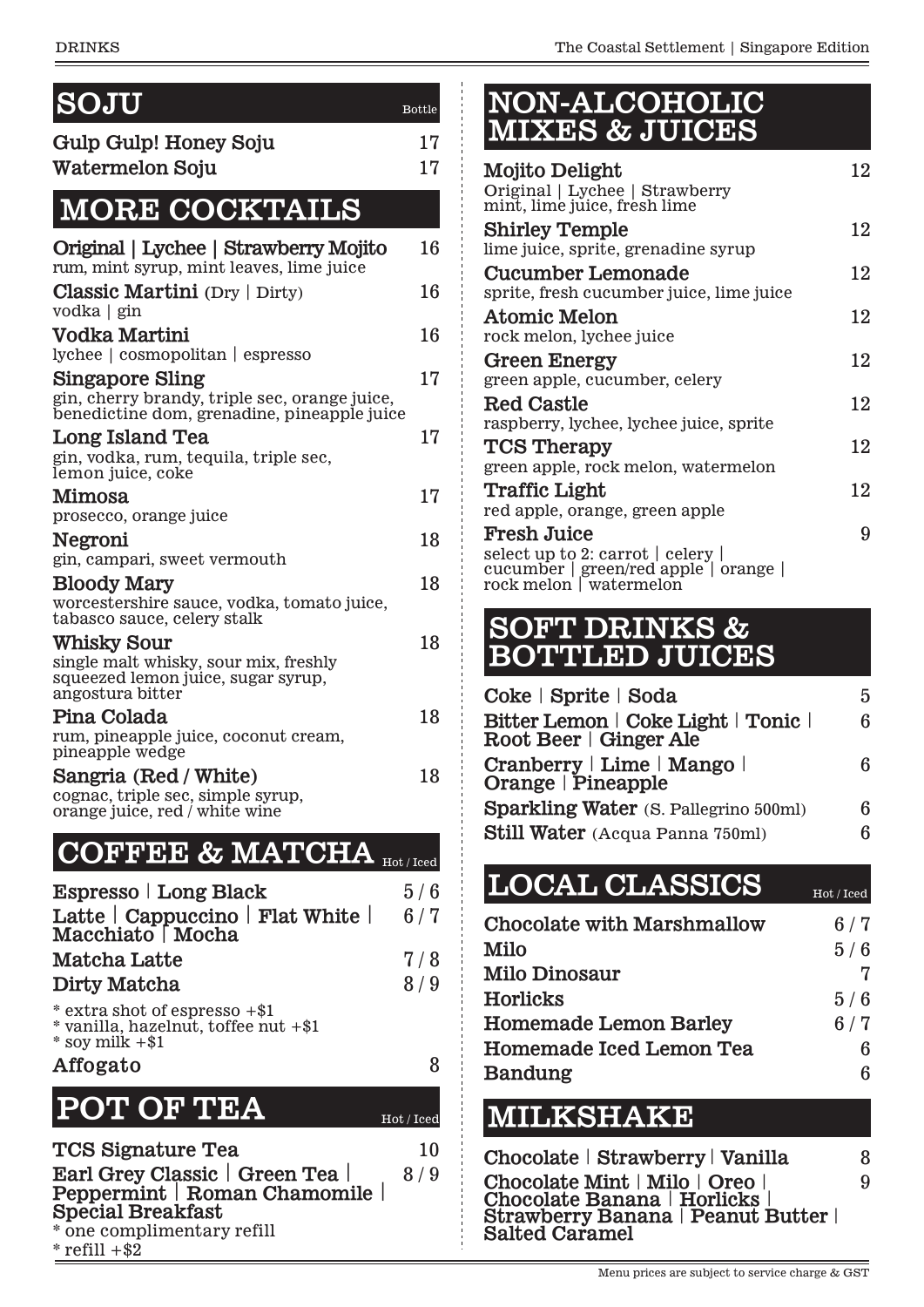## SOJU

Bottle

**Gulp Gulp! Honey Soju** 17

**Watermelon Soju** 17

## MORE COCKTAILS

**Original | Lychee | Strawberry Mojito** 16
rum, mint syrup, mint leaves, lime juice

**Classic Martini** (Dry | Dirty) 16
vodka | gin

**Vodka Martini** 16
lychee | cosmopolitan | espresso

**Singapore Sling** 17
gin, cherry brandy, triple sec, orange juice, benedictine dom, grenadine, pineapple juice

**Long Island Tea** 17
gin, vodka, rum, tequila, triple sec, lemon juice, coke

**Mimosa** 17
prosecco, orange juice

**Negroni** 18
gin, campari, sweet vermouth

**Bloody Mary** 18
worcestershire sauce, vodka, tomato juice, tabasco sauce, celery stalk

**Whisky Sour** 18
single malt whisky, sour mix, freshly squeezed lemon juice, sugar syrup, angostura bitter

**Pina Colada** 18
rum, pineapple juice, coconut cream, pineapple wedge

**Sangria (Red / White)** 18
cognac, triple sec, simple syrup, orange juice, red / white wine

## COFFEE & MATCHA

Hot / Iced

**Espresso | Long Black** 5 / 6

**Latte | Cappuccino | Flat White | Macchiato | Mocha** 6 / 7

**Matcha Latte** 7 / 8

**Dirty Matcha** 8 / 9

* extra shot of espresso +$1
* vanilla, hazelnut, toffee nut +$1
* soy milk +$1

**Affogato** 8

## POT OF TEA

Hot / Iced

**TCS Signature Tea** 10

**Earl Grey Classic | Green Tea | Peppermint | Roman Chamomile | Special Breakfast** 8 / 9

* one complimentary refill
* refill +$2

## NON-ALCOHOLIC MIXES & JUICES

**Mojito Delight** 12
Original | Lychee | Strawberry
mint, lime juice, fresh lime

**Shirley Temple** 12
lime juice, sprite, grenadine syrup

**Cucumber Lemonade** 12
sprite, fresh cucumber juice, lime juice

**Atomic Melon** 12
rock melon, lychee juice

**Green Energy** 12
green apple, cucumber, celery

**Red Castle** 12
raspberry, lychee, lychee juice, sprite

**TCS Therapy** 12
green apple, rock melon, watermelon

**Traffic Light** 12
red apple, orange, green apple

**Fresh Juice** 9
select up to 2: carrot | celery | cucumber | green/red apple | orange | rock melon | watermelon

## SOFT DRINKS & BOTTLED JUICES

**Coke | Sprite | Soda** 5

**Bitter Lemon | Coke Light | Tonic | Root Beer | Ginger Ale** 6

**Cranberry | Lime | Mango | Orange | Pineapple** 6

**Sparkling Water** (S. Pallegrino 500ml) 6

**Still Water** (Acqua Panna 750ml) 6

## LOCAL CLASSICS

Hot / Iced

**Chocolate with Marshmallow** 6 / 7

**Milo** 5 / 6

**Milo Dinosaur** 7

**Horlicks** 5 / 6

**Homemade Lemon Barley** 6 / 7

**Homemade Iced Lemon Tea** 6

**Bandung** 6

## MILKSHAKE

**Chocolate | Strawberry | Vanilla** 8

**Chocolate Mint | Milo | Oreo | Chocolate Banana | Horlicks | Strawberry Banana | Peanut Butter | Salted Caramel** 9

Menu prices are subject to service charge & GST